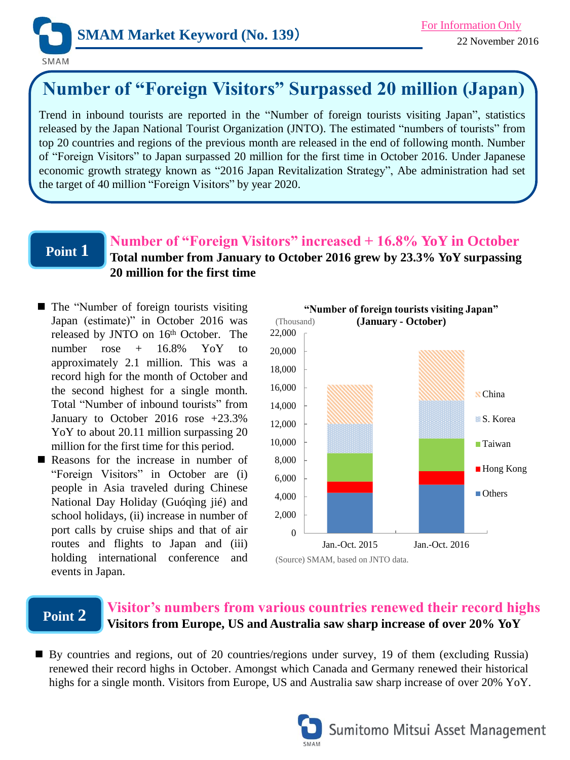SMAM Market Keyword (No. 139)

For Information Only

22 November 2016

# Number of "Foreign Visitors" Surpassed 20 million (Japan)

Trend in inbound tourists are reported in the "Number of foreign tourists visiting Japan", statistics released by the Japan National Tourist Organization (JNTO). The estimated "numbers of tourists" from top 20 countries and regions of the previous month are released in the end of following month. Number of "Foreign Visitors" to Japan surpassed 20 million for the first time in October 2016. Under Japanese economic growth strategy known as "2016 Japan Revitalization Strategy", Abe administration had set the target of 40 million "Foreign Visitors" by year 2020.

## Point 1

**Number of "Foreign Visitors" increased + 16.8% YoY in October**

**Total number from January to October 2016 grew by 23.3% YoY surpassing 20 million for the first time**

- The "Number of foreign tourists visiting Japan (estimate)" in October 2016 was released by JNTO on 16th October. The number rose + 16.8% YoY to approximately 2.1 million. This was a record high for the month of October and the second highest for a single month. Total "Number of inbound tourists" from January to October 2016 rose +23.3% YoY to about 20.11 million surpassing 20 million for the first time for this period.
- Reasons for the increase in number of "Foreign Visitors" in October are (i) people in Asia traveled during Chinese National Day Holiday (Guóqìng jié) and school holidays, (ii) increase in number of port calls by cruise ships and that of air routes and flights to Japan and (iii) holding international conference and events in Japan.

**"Number of foreign tourists visiting Japan" (January - October)**

(Thousand)

Legend: China, S. Korea, Taiwan, Hong Kong, Others

Categories: Jan.-Oct. 2015, Jan.-Oct. 2016

(Source) SMAM, based on JNTO data.

## Point 2

**Visitor's numbers from various countries renewed their record highs**

**Visitors from Europe, US and Australia saw sharp increase of over 20% YoY**

- By countries and regions, out of 20 countries/regions under survey, 19 of them (excluding Russia) renewed their record highs in October. Amongst which Canada and Germany renewed their historical highs for a single month. Visitors from Europe, US and Australia saw sharp increase of over 20% YoY.

Sumitomo Mitsui Asset Management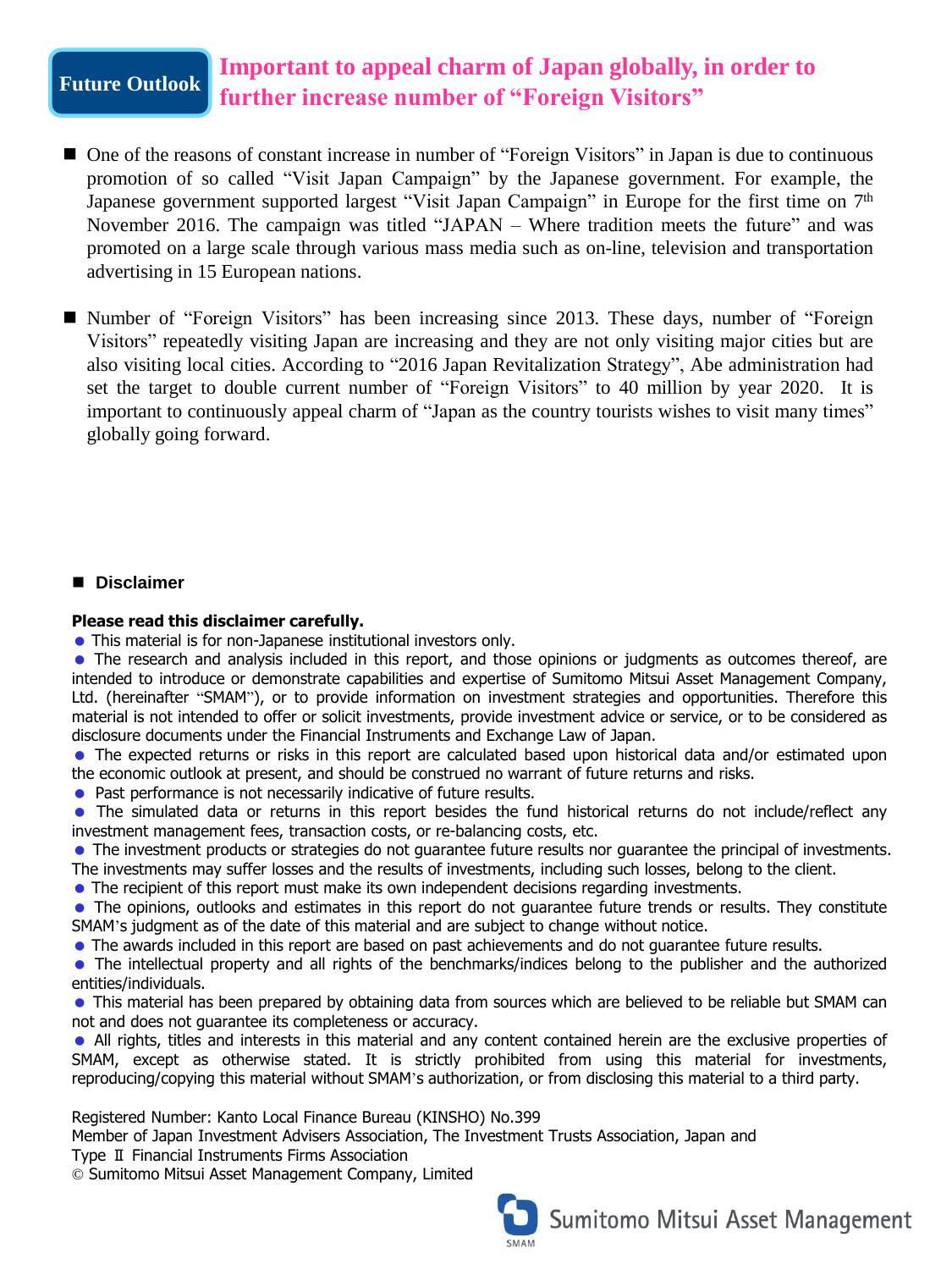## Future Outlook

## Important to appeal charm of Japan globally, in order to further increase number of "Foreign Visitors"

- One of the reasons of constant increase in number of "Foreign Visitors" in Japan is due to continuous promotion of so called "Visit Japan Campaign" by the Japanese government. For example, the Japanese government supported largest "Visit Japan Campaign" in Europe for the first time on 7th November 2016. The campaign was titled "JAPAN – Where tradition meets the future" and was promoted on a large scale through various mass media such as on-line, television and transportation advertising in 15 European nations.

- Number of "Foreign Visitors" has been increasing since 2013. These days, number of "Foreign Visitors" repeatedly visiting Japan are increasing and they are not only visiting major cities but are also visiting local cities. According to "2016 Japan Revitalization Strategy", Abe administration had set the target to double current number of "Foreign Visitors" to 40 million by year 2020. It is important to continuously appeal charm of "Japan as the country tourists wishes to visit many times" globally going forward.

### Disclaimer

**Please read this disclaimer carefully.**

- This material is for non-Japanese institutional investors only.
- The research and analysis included in this report, and those opinions or judgments as outcomes thereof, are intended to introduce or demonstrate capabilities and expertise of Sumitomo Mitsui Asset Management Company, Ltd. (hereinafter "SMAM"), or to provide information on investment strategies and opportunities. Therefore this material is not intended to offer or solicit investments, provide investment advice or service, or to be considered as disclosure documents under the Financial Instruments and Exchange Law of Japan.
- The expected returns or risks in this report are calculated based upon historical data and/or estimated upon the economic outlook at present, and should be construed no warrant of future returns and risks.
- Past performance is not necessarily indicative of future results.
- The simulated data or returns in this report besides the fund historical returns do not include/reflect any investment management fees, transaction costs, or re-balancing costs, etc.
- The investment products or strategies do not guarantee future results nor guarantee the principal of investments. The investments may suffer losses and the results of investments, including such losses, belong to the client.
- The recipient of this report must make its own independent decisions regarding investments.
- The opinions, outlooks and estimates in this report do not guarantee future trends or results. They constitute SMAM's judgment as of the date of this material and are subject to change without notice.
- The awards included in this report are based on past achievements and do not guarantee future results.
- The intellectual property and all rights of the benchmarks/indices belong to the publisher and the authorized entities/individuals.
- This material has been prepared by obtaining data from sources which are believed to be reliable but SMAM can not and does not guarantee its completeness or accuracy.
- All rights, titles and interests in this material and any content contained herein are the exclusive properties of SMAM, except as otherwise stated. It is strictly prohibited from using this material for investments, reproducing/copying this material without SMAM's authorization, or from disclosing this material to a third party.

Registered Number: Kanto Local Finance Bureau (KINSHO) No.399
Member of Japan Investment Advisers Association, The Investment Trusts Association, Japan and
Type Ⅱ Financial Instruments Firms Association
© Sumitomo Mitsui Asset Management Company, Limited

Sumitomo Mitsui Asset Management